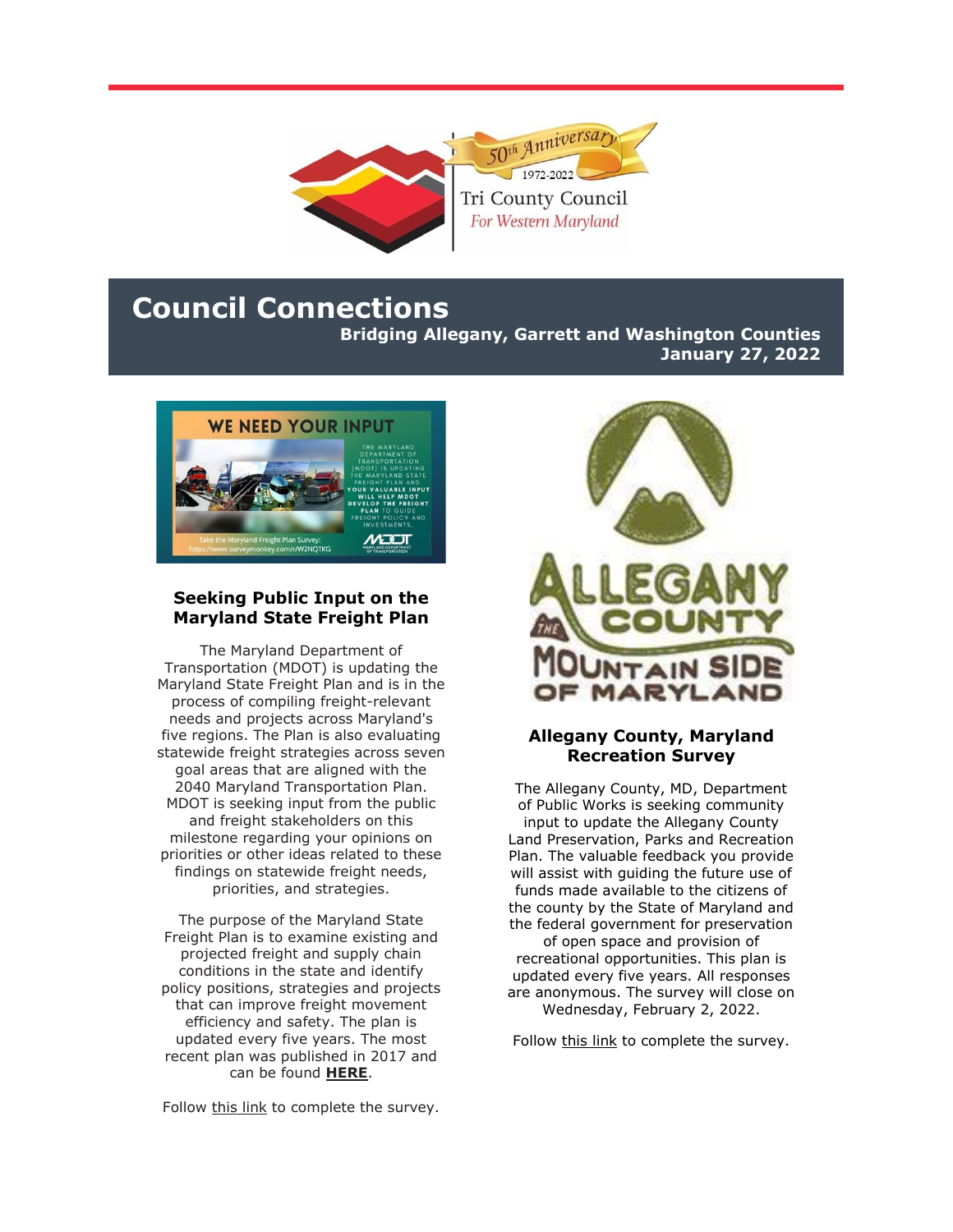50th Anniversary 1972-2022

Tri County Council *For Western Maryland*

# Council Connections

**Bridging Allegany, Garrett and Washington Counties**
**January 27, 2022**

WE NEED YOUR INPUT

THE MARYLAND DEPARTMENT OF TRANSPORTATION (MDOT) IS UPDATING THE MARYLAND STATE FREIGHT PLAN AND **YOUR VALUABLE INPUT WILL HELP MDOT DEVELOP THE FREIGHT PLAN** TO GUIDE FREIGHT POLICY AND INVESTMENTS.

Take the Maryland Freight Plan Survey: https://www.surveymonkey.com/r/W2NQTKG

## Seeking Public Input on the Maryland State Freight Plan

The Maryland Department of Transportation (MDOT) is updating the Maryland State Freight Plan and is in the process of compiling freight-relevant needs and projects across Maryland's five regions. The Plan is also evaluating statewide freight strategies across seven goal areas that are aligned with the 2040 Maryland Transportation Plan. MDOT is seeking input from the public and freight stakeholders on this milestone regarding your opinions on priorities or other ideas related to these findings on statewide freight needs, priorities, and strategies.

The purpose of the Maryland State Freight Plan is to examine existing and projected freight and supply chain conditions in the state and identify policy positions, strategies and projects that can improve freight movement efficiency and safety. The plan is updated every five years. The most recent plan was published in 2017 and can be found **HERE**.

Follow this link to complete the survey.

ALLEGANY COUNTY
THE MOUNTAIN SIDE OF MARYLAND

## Allegany County, Maryland Recreation Survey

The Allegany County, MD, Department of Public Works is seeking community input to update the Allegany County Land Preservation, Parks and Recreation Plan. The valuable feedback you provide will assist with guiding the future use of funds made available to the citizens of the county by the State of Maryland and the federal government for preservation of open space and provision of recreational opportunities. This plan is updated every five years. All responses are anonymous. The survey will close on Wednesday, February 2, 2022.

Follow this link to complete the survey.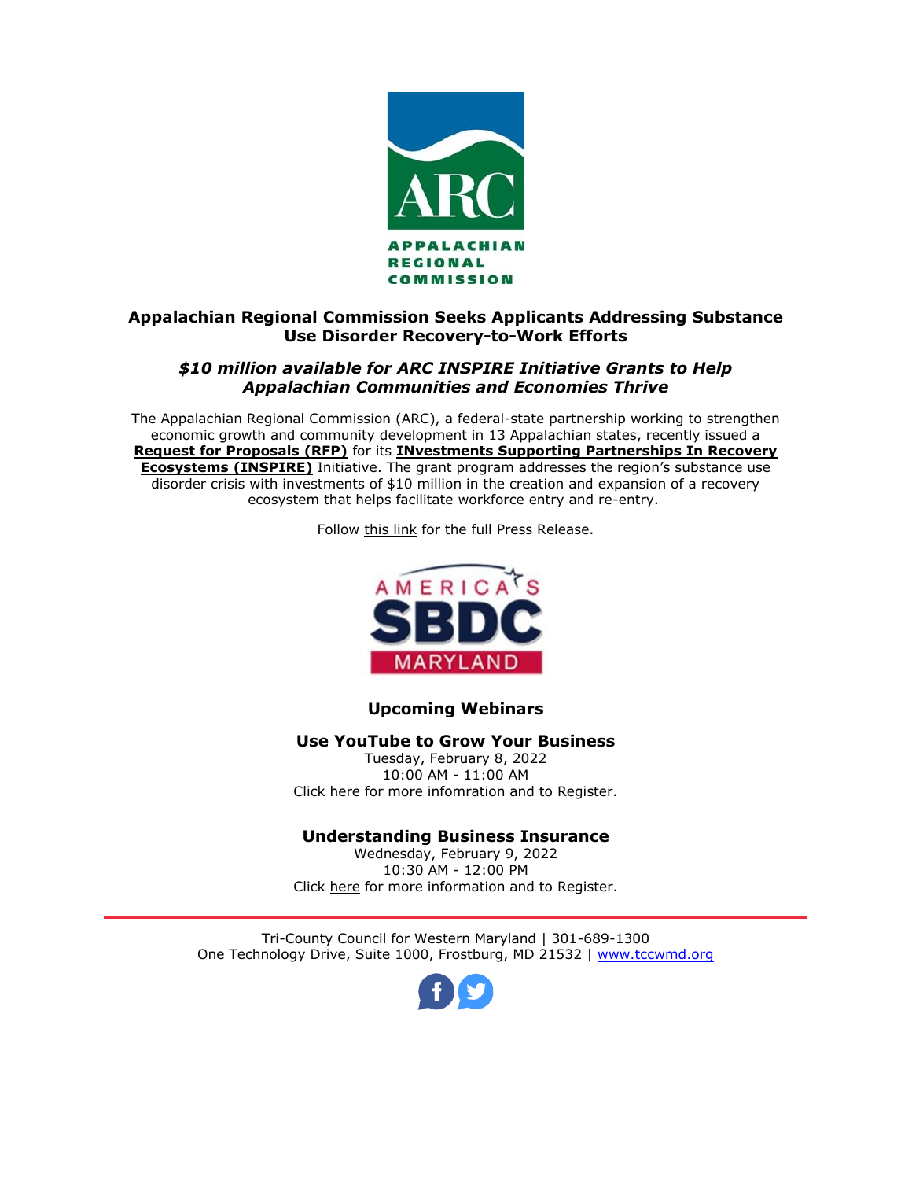**Appalachian Regional Commission Seeks Applicants Addressing Substance Use Disorder Recovery-to-Work Efforts**

***$10 million available for ARC INSPIRE Initiative Grants to Help Appalachian Communities and Economies Thrive***

The Appalachian Regional Commission (ARC), a federal-state partnership working to strengthen economic growth and community development in 13 Appalachian states, recently issued a **Request for Proposals (RFP)** for its **INvestments Supporting Partnerships In Recovery Ecosystems (INSPIRE)** Initiative. The grant program addresses the region's substance use disorder crisis with investments of $10 million in the creation and expansion of a recovery ecosystem that helps facilitate workforce entry and re-entry.

Follow this link for the full Press Release.

**Upcoming Webinars**

**Use YouTube to Grow Your Business**

Tuesday, February 8, 2022
10:00 AM - 11:00 AM
Click here for more infomration and to Register.

**Understanding Business Insurance**

Wednesday, February 9, 2022
10:30 AM - 12:00 PM
Click here for more information and to Register.

---

Tri-County Council for Western Maryland | 301-689-1300
One Technology Drive, Suite 1000, Frostburg, MD 21532 | www.tccwmd.org